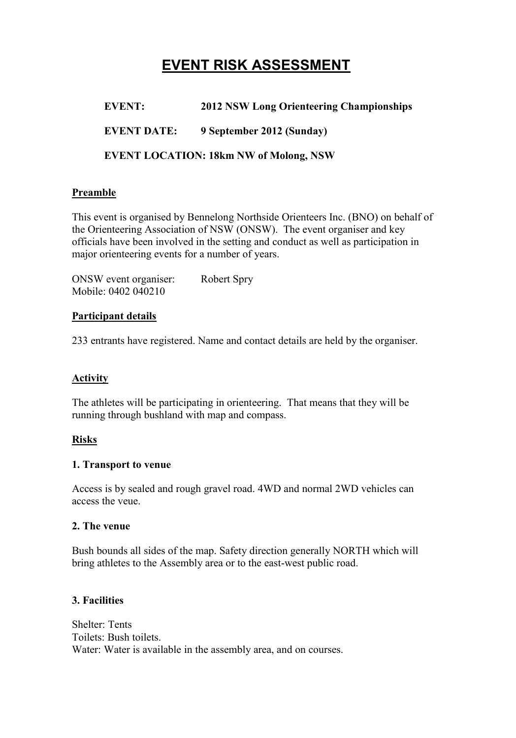# EVENT RISK ASSESSMENT

**EVENT:** **2012 NSW Long Orienteering Championships**

**EVENT DATE:** **9 September 2012 (Sunday)**

**EVENT LOCATION: 18km NW of Molong, NSW**

## Preamble

This event is organised by Bennelong Northside Orienteers Inc. (BNO) on behalf of the Orienteering Association of NSW (ONSW). The event organiser and key officials have been involved in the setting and conduct as well as participation in major orienteering events for a number of years.

ONSW event organiser: Robert Spry
Mobile: 0402 040210

## Participant details

233 entrants have registered. Name and contact details are held by the organiser.

## Activity

The athletes will be participating in orienteering. That means that they will be running through bushland with map and compass.

## Risks

### 1. Transport to venue

Access is by sealed and rough gravel road. 4WD and normal 2WD vehicles can access the veue.

### 2. The venue

Bush bounds all sides of the map. Safety direction generally NORTH which will bring athletes to the Assembly area or to the east-west public road.

### 3. Facilities

Shelter: Tents
Toilets: Bush toilets.
Water: Water is available in the assembly area, and on courses.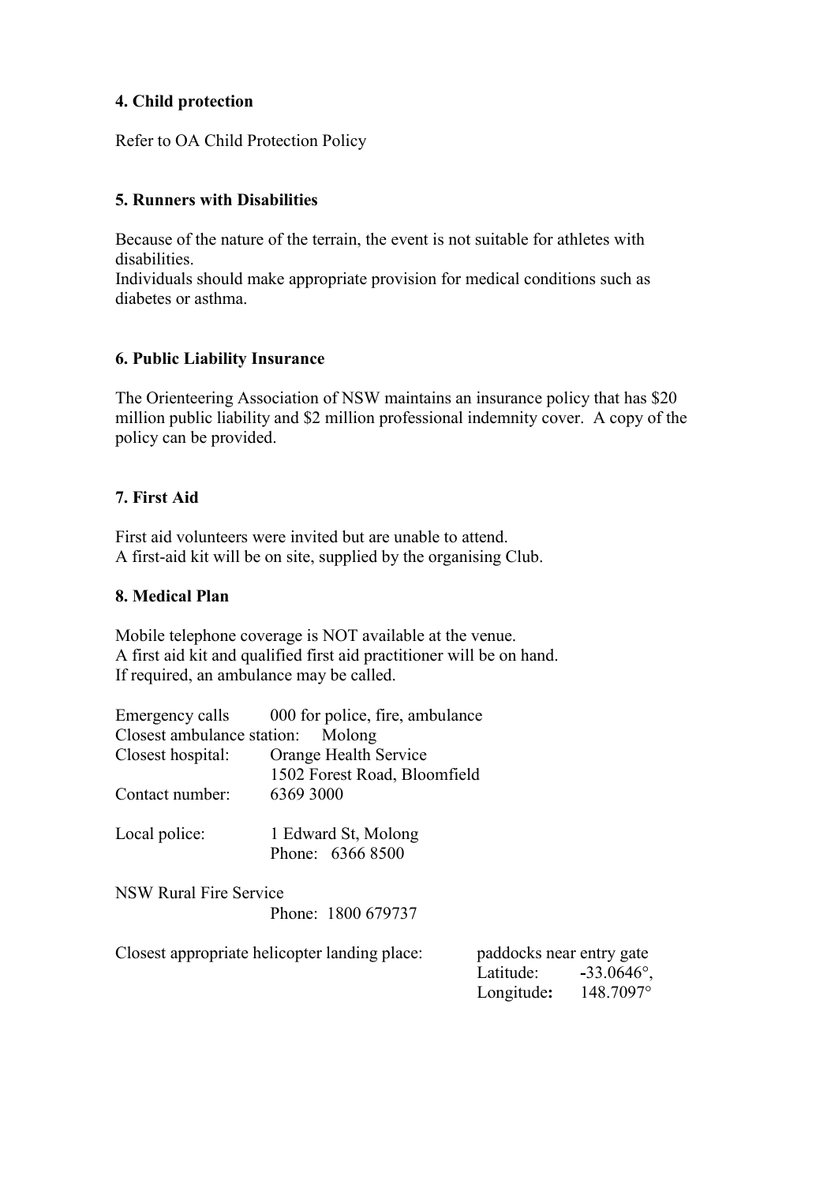**4. Child protection**

Refer to OA Child Protection Policy

**5. Runners with Disabilities**

Because of the nature of the terrain, the event is not suitable for athletes with disabilities.
Individuals should make appropriate provision for medical conditions such as diabetes or asthma.

**6. Public Liability Insurance**

The Orienteering Association of NSW maintains an insurance policy that has $20 million public liability and $2 million professional indemnity cover. A copy of the policy can be provided.

**7. First Aid**

First aid volunteers were invited but are unable to attend.
A first-aid kit will be on site, supplied by the organising Club.

**8. Medical Plan**

Mobile telephone coverage is NOT available at the venue.
A first aid kit and qualified first aid practitioner will be on hand.
If required, an ambulance may be called.

Emergency calls 000 for police, fire, ambulance
Closest ambulance station: Molong
Closest hospital: Orange Health Service
1502 Forest Road, Bloomfield
Contact number: 6369 3000

Local police: 1 Edward St, Molong
Phone: 6366 8500

NSW Rural Fire Service
Phone: 1800 679737

Closest appropriate helicopter landing place: paddocks near entry gate
Latitude: **-**33.0646°,
Longitude**:** 148.7097°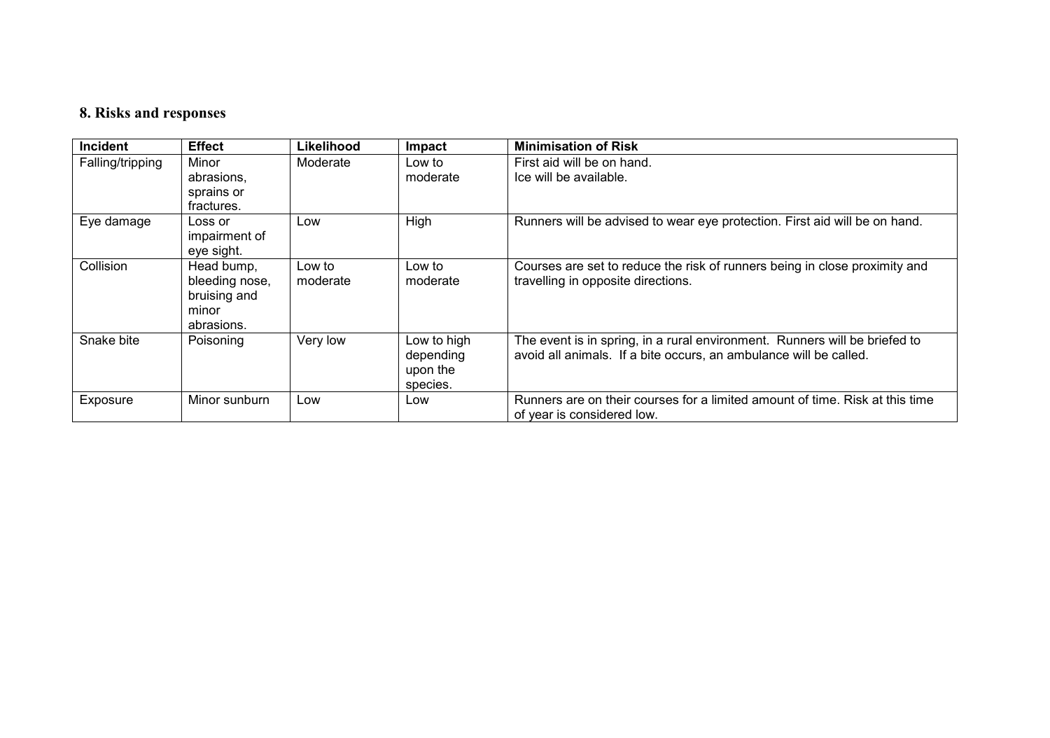## 8. Risks and responses

| Incident | Effect | Likelihood | Impact | Minimisation of Risk |
|---|---|---|---|---|
| Falling/tripping | Minor abrasions, sprains or fractures. | Moderate | Low to moderate | First aid will be on hand. Ice will be available. |
| Eye damage | Loss or impairment of eye sight. | Low | High | Runners will be advised to wear eye protection. First aid will be on hand. |
| Collision | Head bump, bleeding nose, bruising and minor abrasions. | Low to moderate | Low to moderate | Courses are set to reduce the risk of runners being in close proximity and travelling in opposite directions. |
| Snake bite | Poisoning | Very low | Low to high depending upon the species. | The event is in spring, in a rural environment. Runners will be briefed to avoid all animals. If a bite occurs, an ambulance will be called. |
| Exposure | Minor sunburn | Low | Low | Runners are on their courses for a limited amount of time. Risk at this time of year is considered low. |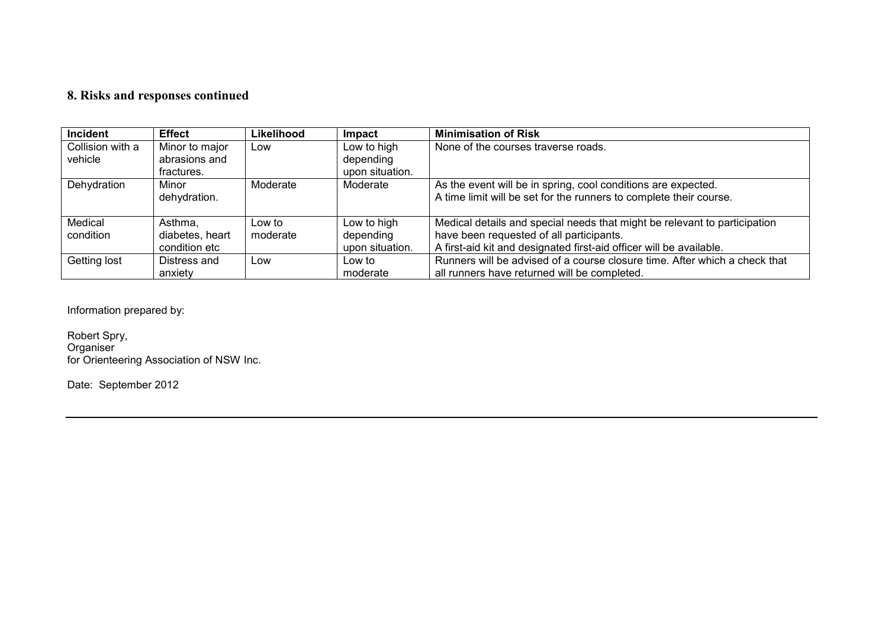## 8. Risks and responses continued

| Incident | Effect | Likelihood | Impact | Minimisation of Risk |
|---|---|---|---|---|
| Collision with a vehicle | Minor to major abrasions and fractures. | Low | Low to high depending upon situation. | None of the courses traverse roads. |
| Dehydration | Minor dehydration. | Moderate | Moderate | As the event will be in spring, cool conditions are expected.<br>A time limit will be set for the runners to complete their course. |
| Medical condition | Asthma, diabetes, heart condition etc | Low to moderate | Low to high depending upon situation. | Medical details and special needs that might be relevant to participation have been requested of all participants.<br>A first-aid kit and designated first-aid officer will be available. |
| Getting lost | Distress and anxiety | Low | Low to moderate | Runners will be advised of a course closure time. After which a check that all runners have returned will be completed. |

Information prepared by:

Robert Spry,
Organiser
for Orienteering Association of NSW Inc.

Date: September 2012